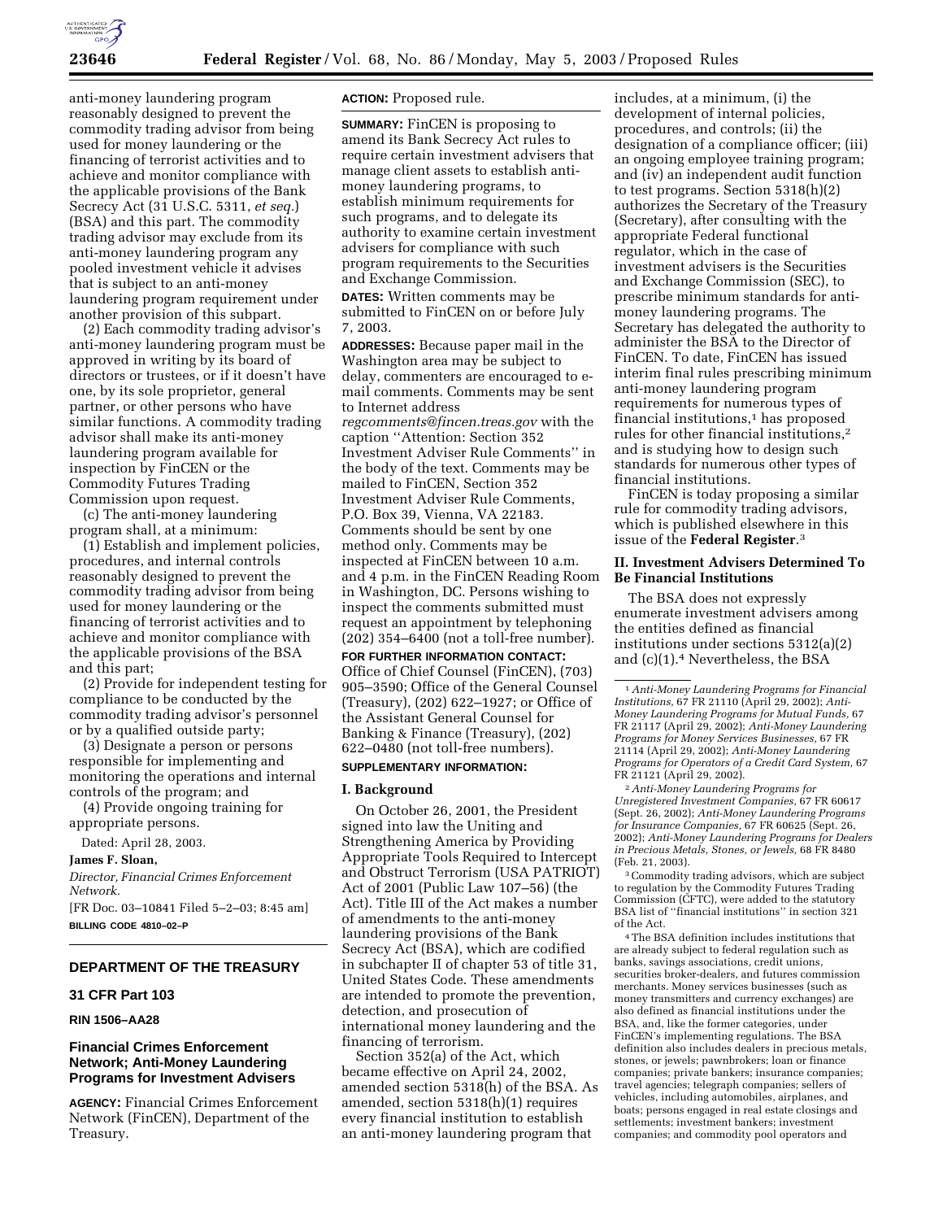anti-money laundering program reasonably designed to prevent the commodity trading advisor from being used for money laundering or the financing of terrorist activities and to achieve and monitor compliance with the applicable provisions of the Bank Secrecy Act (31 U.S.C. 5311, *et seq.*) (BSA) and this part. The commodity trading advisor may exclude from its anti-money laundering program any pooled investment vehicle it advises that is subject to an anti-money laundering program requirement under another provision of this subpart.

(2) Each commodity trading advisor's anti-money laundering program must be approved in writing by its board of directors or trustees, or if it doesn't have one, by its sole proprietor, general partner, or other persons who have similar functions. A commodity trading advisor shall make its anti-money laundering program available for inspection by FinCEN or the Commodity Futures Trading Commission upon request.

(c) The anti-money laundering program shall, at a minimum:

(1) Establish and implement policies, procedures, and internal controls reasonably designed to prevent the commodity trading advisor from being used for money laundering or the financing of terrorist activities and to achieve and monitor compliance with the applicable provisions of the BSA and this part;

(2) Provide for independent testing for compliance to be conducted by the commodity trading advisor's personnel or by a qualified outside party;

(3) Designate a person or persons responsible for implementing and monitoring the operations and internal controls of the program; and

(4) Provide ongoing training for appropriate persons.

Dated: April 28, 2003.

**James F. Sloan,**

*Director, Financial Crimes Enforcement Network.*

[FR Doc. 03–10841 Filed 5–2–03; 8:45 am]

**BILLING CODE 4810–02–P**

## DEPARTMENT OF THE TREASURY

### 31 CFR Part 103

**RIN 1506–AA28**

## Financial Crimes Enforcement Network; Anti-Money Laundering Programs for Investment Advisers

**AGENCY:** Financial Crimes Enforcement Network (FinCEN), Department of the Treasury.

**ACTION:** Proposed rule.

**SUMMARY:** FinCEN is proposing to amend its Bank Secrecy Act rules to require certain investment advisers that manage client assets to establish anti-money laundering programs, to establish minimum requirements for such programs, and to delegate its authority to examine certain investment advisers for compliance with such program requirements to the Securities and Exchange Commission.

**DATES:** Written comments may be submitted to FinCEN on or before July 7, 2003.

**ADDRESSES:** Because paper mail in the Washington area may be subject to delay, commenters are encouraged to e-mail comments. Comments may be sent to Internet address *regcomments@fincen.treas.gov* with the caption "Attention: Section 352 Investment Adviser Rule Comments" in the body of the text. Comments may be mailed to FinCEN, Section 352 Investment Adviser Rule Comments, P.O. Box 39, Vienna, VA 22183. Comments should be sent by one method only. Comments may be inspected at FinCEN between 10 a.m. and 4 p.m. in the FinCEN Reading Room in Washington, DC. Persons wishing to inspect the comments submitted must request an appointment by telephoning (202) 354–6400 (not a toll-free number).

**FOR FURTHER INFORMATION CONTACT:** Office of Chief Counsel (FinCEN), (703) 905–3590; Office of the General Counsel (Treasury), (202) 622–1927; or Office of the Assistant General Counsel for Banking & Finance (Treasury), (202) 622–0480 (not toll-free numbers).

**SUPPLEMENTARY INFORMATION:**

### I. Background

On October 26, 2001, the President signed into law the Uniting and Strengthening America by Providing Appropriate Tools Required to Intercept and Obstruct Terrorism (USA PATRIOT) Act of 2001 (Public Law 107–56) (the Act). Title III of the Act makes a number of amendments to the anti-money laundering provisions of the Bank Secrecy Act (BSA), which are codified in subchapter II of chapter 53 of title 31, United States Code. These amendments are intended to promote the prevention, detection, and prosecution of international money laundering and the financing of terrorism.

Section 352(a) of the Act, which became effective on April 24, 2002, amended section 5318(h) of the BSA. As amended, section 5318(h)(1) requires every financial institution to establish an anti-money laundering program that includes, at a minimum, (i) the development of internal policies, procedures, and controls; (ii) the designation of a compliance officer; (iii) an ongoing employee training program; and (iv) an independent audit function to test programs. Section 5318(h)(2) authorizes the Secretary of the Treasury (Secretary), after consulting with the appropriate Federal functional regulator, which in the case of investment advisers is the Securities and Exchange Commission (SEC), to prescribe minimum standards for anti-money laundering programs. The Secretary has delegated the authority to administer the BSA to the Director of FinCEN. To date, FinCEN has issued interim final rules prescribing minimum anti-money laundering program requirements for numerous types of financial institutions,[1] has proposed rules for other financial institutions,[2] and is studying how to design such standards for numerous other types of financial institutions.

FinCEN is today proposing a similar rule for commodity trading advisors, which is published elsewhere in this issue of the **Federal Register**.[3]

### II. Investment Advisers Determined To Be Financial Institutions

The BSA does not expressly enumerate investment advisers among the entities defined as financial institutions under sections 5312(a)(2) and (c)(1).[4] Nevertheless, the BSA

---

[1] *Anti-Money Laundering Programs for Financial Institutions,* 67 FR 21110 (April 29, 2002); *Anti-Money Laundering Programs for Mutual Funds,* 67 FR 21117 (April 29, 2002); *Anti-Money Laundering Programs for Money Services Businesses,* 67 FR 21114 (April 29, 2002); *Anti-Money Laundering Programs for Operators of a Credit Card System,* 67 FR 21121 (April 29, 2002).

[2] *Anti-Money Laundering Programs for Unregistered Investment Companies,* 67 FR 60617 (Sept. 26, 2002); *Anti-Money Laundering Programs for Insurance Companies,* 67 FR 60625 (Sept. 26, 2002); *Anti-Money Laundering Programs for Dealers in Precious Metals, Stones, or Jewels,* 68 FR 8480 (Feb. 21, 2003).

[3] Commodity trading advisors, which are subject to regulation by the Commodity Futures Trading Commission (CFTC), were added to the statutory BSA list of "financial institutions" in section 321 of the Act.

[4] The BSA definition includes institutions that are already subject to federal regulation such as banks, savings associations, credit unions, securities broker-dealers, and futures commission merchants. Money services businesses (such as money transmitters and currency exchanges) are also defined as financial institutions under the BSA, and, like the former categories, under FinCEN's implementing regulations. The BSA definition also includes dealers in precious metals, stones, or jewels; pawnbrokers; loan or finance companies; private bankers; insurance companies; travel agencies; telegraph companies; sellers of vehicles, including automobiles, airplanes, and boats; persons engaged in real estate closings and settlements; investment bankers; investment companies; and commodity pool operators and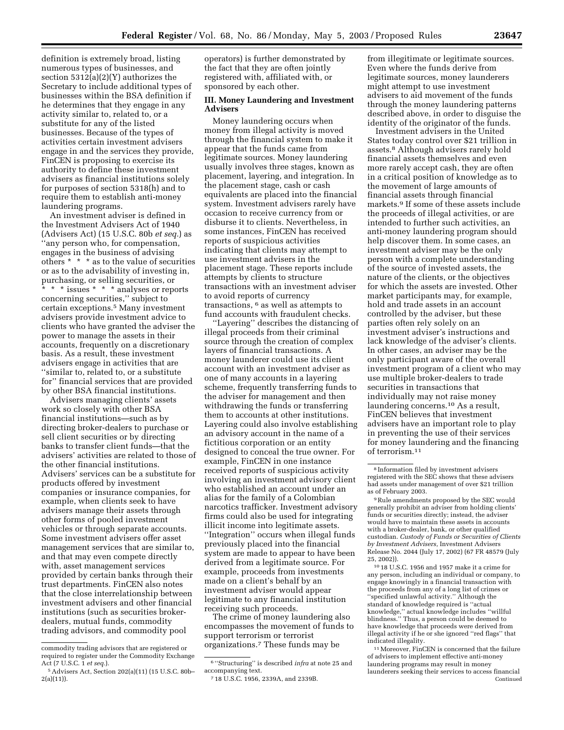definition is extremely broad, listing numerous types of businesses, and section 5312(a)(2)(Y) authorizes the Secretary to include additional types of businesses within the BSA definition if he determines that they engage in any activity similar to, related to, or a substitute for any of the listed businesses. Because of the types of activities certain investment advisers engage in and the services they provide, FinCEN is proposing to exercise its authority to define these investment advisers as financial institutions solely for purposes of section 5318(h) and to require them to establish anti-money laundering programs.

An investment adviser is defined in the Investment Advisers Act of 1940 (Advisers Act) (15 U.S.C. 80b *et seq.*) as ''any person who, for compensation, engages in the business of advising others * * * as to the value of securities or as to the advisability of investing in, purchasing, or selling securities, or * * * issues * * * analyses or reports concerning securities,'' subject to certain exceptions.[5] Many investment advisers provide investment advice to clients who have granted the adviser the power to manage the assets in their accounts, frequently on a discretionary basis. As a result, these investment advisers engage in activities that are ''similar to, related to, or a substitute for'' financial services that are provided by other BSA financial institutions.

Advisers managing clients' assets work so closely with other BSA financial institutions—such as by directing broker-dealers to purchase or sell client securities or by directing banks to transfer client funds—that the advisers' activities are related to those of the other financial institutions. Advisers' services can be a substitute for products offered by investment companies or insurance companies, for example, when clients seek to have advisers manage their assets through other forms of pooled investment vehicles or through separate accounts. Some investment advisers offer asset management services that are similar to, and that may even compete directly with, asset management services provided by certain banks through their trust departments. FinCEN also notes that the close interrelationship between investment advisers and other financial institutions (such as securities broker-dealers, mutual funds, commodity trading advisors, and commodity pool operators) is further demonstrated by the fact that they are often jointly registered with, affiliated with, or sponsored by each other.

## III. Money Laundering and Investment Advisers

Money laundering occurs when money from illegal activity is moved through the financial system to make it appear that the funds came from legitimate sources. Money laundering usually involves three stages, known as placement, layering, and integration. In the placement stage, cash or cash equivalents are placed into the financial system. Investment advisers rarely have occasion to receive currency from or disburse it to clients. Nevertheless, in some instances, FinCEN has received reports of suspicious activities indicating that clients may attempt to use investment advisers in the placement stage. These reports include attempts by clients to structure transactions with an investment adviser to avoid reports of currency transactions, [6] as well as attempts to fund accounts with fraudulent checks.

''Layering'' describes the distancing of illegal proceeds from their criminal source through the creation of complex layers of financial transactions. A money launderer could use its client account with an investment adviser as one of many accounts in a layering scheme, frequently transferring funds to the adviser for management and then withdrawing the funds or transferring them to accounts at other institutions. Layering could also involve establishing an advisory account in the name of a fictitious corporation or an entity designed to conceal the true owner. For example, FinCEN in one instance received reports of suspicious activity involving an investment advisory client who established an account under an alias for the family of a Colombian narcotics trafficker. Investment advisory firms could also be used for integrating illicit income into legitimate assets. ''Integration'' occurs when illegal funds previously placed into the financial system are made to appear to have been derived from a legitimate source. For example, proceeds from investments made on a client's behalf by an investment adviser would appear legitimate to any financial institution receiving such proceeds.

The crime of money laundering also encompasses the movement of funds to support terrorism or terrorist organizations.[7] These funds may be from illegitimate or legitimate sources. Even where the funds derive from legitimate sources, money launderers might attempt to use investment advisers to aid movement of the funds through the money laundering patterns described above, in order to disguise the identity of the originator of the funds.

Investment advisers in the United States today control over $21 trillion in assets.[8] Although advisers rarely hold financial assets themselves and even more rarely accept cash, they are often in a critical position of knowledge as to the movement of large amounts of financial assets through financial markets.[9] If some of these assets include the proceeds of illegal activities, or are intended to further such activities, an anti-money laundering program should help discover them. In some cases, an investment adviser may be the only person with a complete understanding of the source of invested assets, the nature of the clients, or the objectives for which the assets are invested. Other market participants may, for example, hold and trade assets in an account controlled by the adviser, but these parties often rely solely on an investment adviser's instructions and lack knowledge of the adviser's clients. In other cases, an adviser may be the only participant aware of the overall investment program of a client who may use multiple broker-dealers to trade securities in transactions that individually may not raise money laundering concerns.[10] As a result, FinCEN believes that investment advisers have an important role to play in preventing the use of their services for money laundering and the financing of terrorism.[11]

---

commodity trading advisors that are registered or required to register under the Commodity Exchange Act (7 U.S.C. 1 *et seq.*).

[5] Advisers Act, Section 202(a)(11) (15 U.S.C. 80b–2(a)(11)).

[6] ''Structuring'' is described *infra* at note 25 and accompanying text.

[7] 18 U.S.C. 1956, 2339A, and 2339B.

[8] Information filed by investment advisers registered with the SEC shows that these advisers had assets under management of over $21 trillion as of February 2003.

[9] Rule amendments proposed by the SEC would generally prohibit an adviser from holding clients' funds or securities directly; instead, the adviser would have to maintain these assets in accounts with a broker-dealer, bank, or other qualified custodian. *Custody of Funds or Securities of Clients by Investment Advisers,* Investment Advisers Release No. 2044 (July 17, 2002) (67 FR 48579 (July 25, 2002)).

[10] 18 U.S.C. 1956 and 1957 make it a crime for any person, including an individual or company, to engage knowingly in a financial transaction with the proceeds from any of a long list of crimes or ''specified unlawful activity.'' Although the standard of knowledge required is ''actual knowledge,'' actual knowledge includes ''willful blindness.'' Thus, a person could be deemed to have knowledge that proceeds were derived from illegal activity if he or she ignored ''red flags'' that indicated illegality.

[11] Moreover, FinCEN is concerned that the failure of advisers to implement effective anti-money laundering programs may result in money launderers seeking their services to access financial

Continued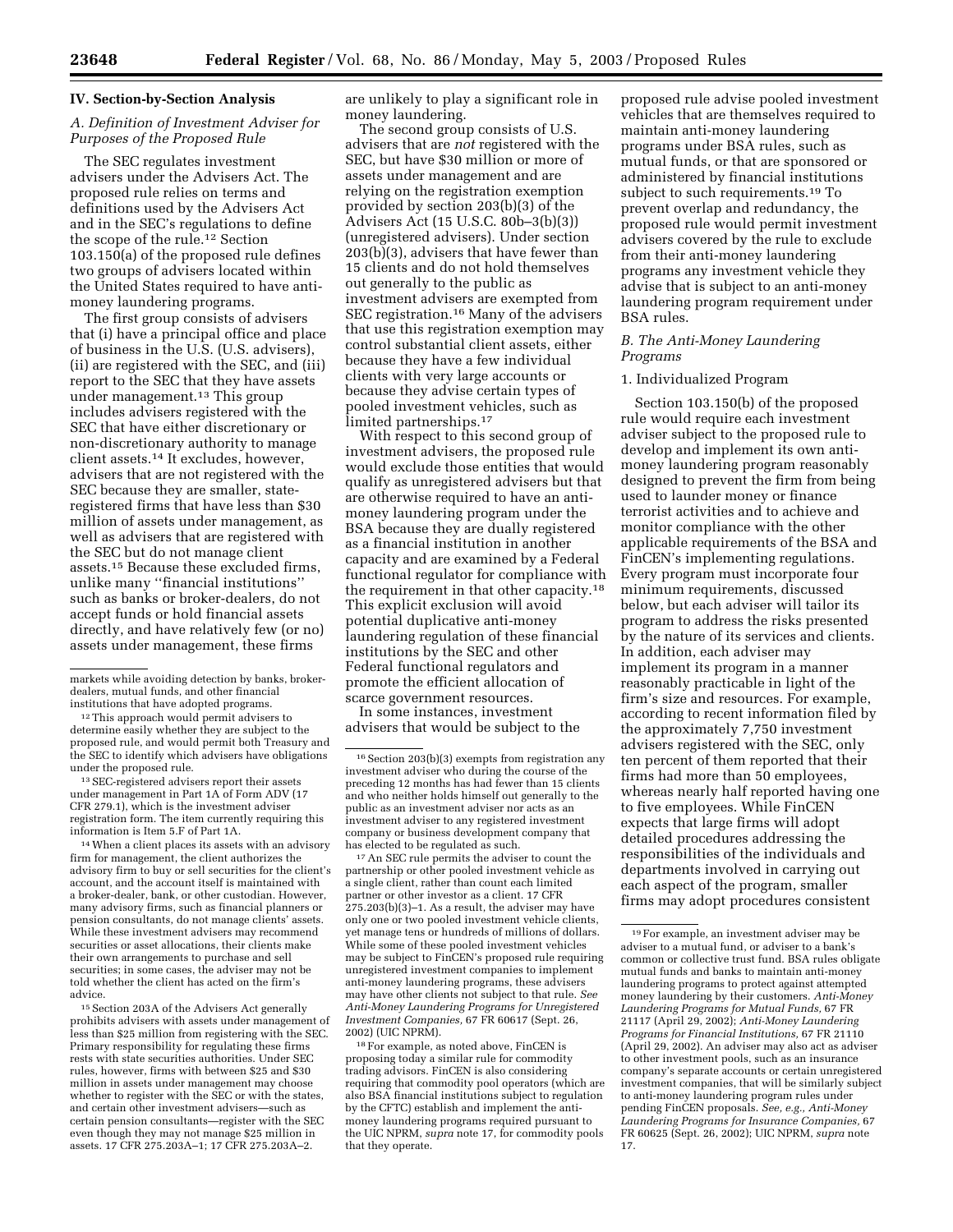## IV. Section-by-Section Analysis

### A. Definition of Investment Adviser for Purposes of the Proposed Rule

The SEC regulates investment advisers under the Advisers Act. The proposed rule relies on terms and definitions used by the Advisers Act and in the SEC's regulations to define the scope of the rule.[12] Section 103.150(a) of the proposed rule defines two groups of advisers located within the United States required to have anti-money laundering programs.

The first group consists of advisers that (i) have a principal office and place of business in the U.S. (U.S. advisers), (ii) are registered with the SEC, and (iii) report to the SEC that they have assets under management.[13] This group includes advisers registered with the SEC that have either discretionary or non-discretionary authority to manage client assets.[14] It excludes, however, advisers that are not registered with the SEC because they are smaller, state-registered firms that have less than $30 million of assets under management, as well as advisers that are registered with the SEC but do not manage client assets.[15] Because these excluded firms, unlike many "financial institutions" such as banks or broker-dealers, do not accept funds or hold financial assets directly, and have relatively few (or no) assets under management, these firms are unlikely to play a significant role in money laundering.

The second group consists of U.S. advisers that are *not* registered with the SEC, but have $30 million or more of assets under management and are relying on the registration exemption provided by section 203(b)(3) of the Advisers Act (15 U.S.C. 80b–3(b)(3)) (unregistered advisers). Under section 203(b)(3), advisers that have fewer than 15 clients and do not hold themselves out generally to the public as investment advisers are exempted from SEC registration.[16] Many of the advisers that use this registration exemption may control substantial client assets, either because they have a few individual clients with very large accounts or because they advise certain types of pooled investment vehicles, such as limited partnerships.[17]

With respect to this second group of investment advisers, the proposed rule would exclude those entities that would qualify as unregistered advisers but that are otherwise required to have an anti-money laundering program under the BSA because they are dually registered as a financial institution in another capacity and are examined by a Federal functional regulator for compliance with the requirement in that other capacity.[18] This explicit exclusion will avoid potential duplicative anti-money laundering regulation of these financial institutions by the SEC and other Federal functional regulators and promote the efficient allocation of scarce government resources.

In some instances, investment advisers that would be subject to the proposed rule advise pooled investment vehicles that are themselves required to maintain anti-money laundering programs under BSA rules, such as mutual funds, or that are sponsored or administered by financial institutions subject to such requirements.[19] To prevent overlap and redundancy, the proposed rule would permit investment advisers covered by the rule to exclude from their anti-money laundering programs any investment vehicle they advise that is subject to an anti-money laundering program requirement under BSA rules.

### B. The Anti-Money Laundering Programs

#### 1. Individualized Program

Section 103.150(b) of the proposed rule would require each investment adviser subject to the proposed rule to develop and implement its own anti-money laundering program reasonably designed to prevent the firm from being used to launder money or finance terrorist activities and to achieve and monitor compliance with the other applicable requirements of the BSA and FinCEN's implementing regulations. Every program must incorporate four minimum requirements, discussed below, but each adviser will tailor its program to address the risks presented by the nature of its services and clients. In addition, each adviser may implement its program in a manner reasonably practicable in light of the firm's size and resources. For example, according to recent information filed by the approximately 7,750 investment advisers registered with the SEC, only ten percent of them reported that their firms had more than 50 employees, whereas nearly half reported having one to five employees. While FinCEN expects that large firms will adopt detailed procedures addressing the responsibilities of the individuals and departments involved in carrying out each aspect of the program, smaller firms may adopt procedures consistent

---

markets while avoiding detection by banks, broker-dealers, mutual funds, and other financial institutions that have adopted programs.

[12] This approach would permit advisers to determine easily whether they are subject to the proposed rule, and would permit both Treasury and the SEC to identify which advisers have obligations under the proposed rule.

[13] SEC-registered advisers report their assets under management in Part 1A of Form ADV (17 CFR 279.1), which is the investment adviser registration form. The item currently requiring this information is Item 5.F of Part 1A.

[14] When a client places its assets with an advisory firm for management, the client authorizes the advisory firm to buy or sell securities for the client's account, and the account itself is maintained with a broker-dealer, bank, or other custodian. However, many advisory firms, such as financial planners or pension consultants, do not manage clients' assets. While these investment advisers may recommend securities or asset allocations, their clients make their own arrangements to purchase and sell securities; in some cases, the adviser may not be told whether the client has acted on the firm's advice.

[15] Section 203A of the Advisers Act generally prohibits advisers with assets under management of less than $25 million from registering with the SEC. Primary responsibility for regulating these firms rests with state securities authorities. Under SEC rules, however, firms with between $25 and $30 million in assets under management may choose whether to register with the SEC or with the states, and certain other investment advisers—such as certain pension consultants—register with the SEC even though they may not manage $25 million in assets. 17 CFR 275.203A–1; 17 CFR 275.203A–2.

[16] Section 203(b)(3) exempts from registration any investment adviser who during the course of the preceding 12 months has had fewer than 15 clients and who neither holds himself out generally to the public as an investment adviser nor acts as an investment adviser to any registered investment company or business development company that has elected to be regulated as such.

[17] An SEC rule permits the adviser to count the partnership or other pooled investment vehicle as a single client, rather than count each limited partner or other investor as a client. 17 CFR 275.203(b)(3)–1. As a result, the adviser may have only one or two pooled investment vehicle clients, yet manage tens or hundreds of millions of dollars. While some of these pooled investment vehicles may be subject to FinCEN's proposed rule requiring unregistered investment companies to implement anti-money laundering programs, these advisers may have other clients not subject to that rule. *See Anti-Money Laundering Programs for Unregistered Investment Companies,* 67 FR 60617 (Sept. 26, 2002) (UIC NPRM).

[18] For example, as noted above, FinCEN is proposing today a similar rule for commodity trading advisors. FinCEN is also considering requiring that commodity pool operators (which are also BSA financial institutions subject to regulation by the CFTC) establish and implement the anti-money laundering programs required pursuant to the UIC NPRM, *supra* note 17, for commodity pools that they operate.

[19] For example, an investment adviser may be adviser to a mutual fund, or adviser to a bank's common or collective trust fund. BSA rules obligate mutual funds and banks to maintain anti-money laundering programs to protect against attempted money laundering by their customers. *Anti-Money Laundering Programs for Mutual Funds,* 67 FR 21117 (April 29, 2002); *Anti-Money Laundering Programs for Financial Institutions,* 67 FR 21110 (April 29, 2002). An adviser may also act as adviser to other investment pools, such as an insurance company's separate accounts or certain unregistered investment companies, that will be similarly subject to anti-money laundering program rules under pending FinCEN proposals. *See, e.g., Anti-Money Laundering Programs for Insurance Companies,* 67 FR 60625 (Sept. 26, 2002); UIC NPRM, *supra* note 17.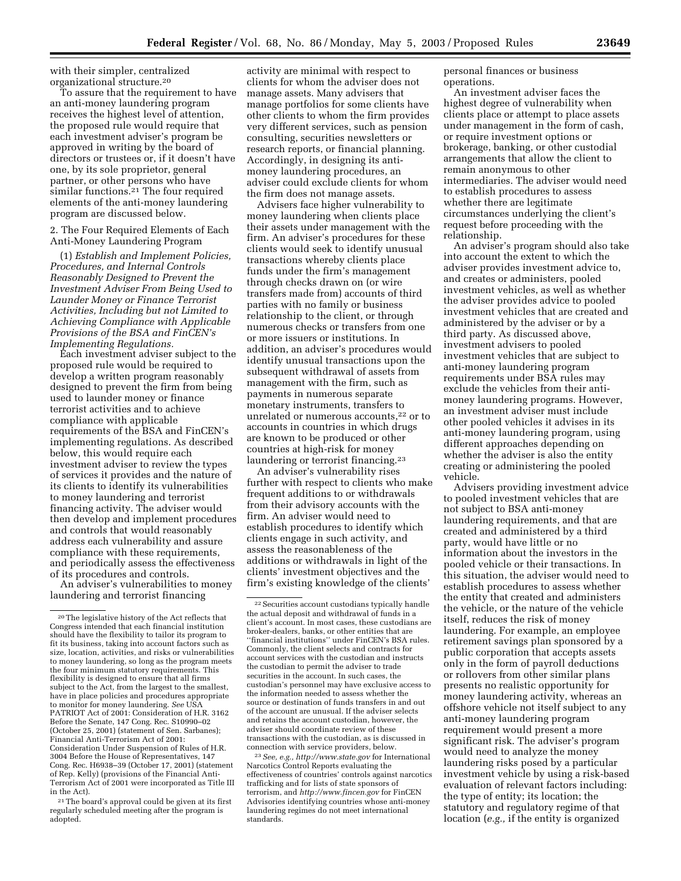with their simpler, centralized organizational structure.[20]

To assure that the requirement to have an anti-money laundering program receives the highest level of attention, the proposed rule would require that each investment adviser's program be approved in writing by the board of directors or trustees or, if it doesn't have one, by its sole proprietor, general partner, or other persons who have similar functions.[21] The four required elements of the anti-money laundering program are discussed below.

2. The Four Required Elements of Each Anti-Money Laundering Program

(1) *Establish and Implement Policies, Procedures, and Internal Controls Reasonably Designed to Prevent the Investment Adviser From Being Used to Launder Money or Finance Terrorist Activities, Including but not Limited to Achieving Compliance with Applicable Provisions of the BSA and FinCEN's Implementing Regulations.*

Each investment adviser subject to the proposed rule would be required to develop a written program reasonably designed to prevent the firm from being used to launder money or finance terrorist activities and to achieve compliance with applicable requirements of the BSA and FinCEN's implementing regulations. As described below, this would require each investment adviser to review the types of services it provides and the nature of its clients to identify its vulnerabilities to money laundering and terrorist financing activity. The adviser would then develop and implement procedures and controls that would reasonably address each vulnerability and assure compliance with these requirements, and periodically assess the effectiveness of its procedures and controls.

An adviser's vulnerabilities to money laundering and terrorist financing activity are minimal with respect to clients for whom the adviser does not manage assets. Many advisers that manage portfolios for some clients have other clients to whom the firm provides very different services, such as pension consulting, securities newsletters or research reports, or financial planning. Accordingly, in designing its anti-money laundering procedures, an adviser could exclude clients for whom the firm does not manage assets.

Advisers face higher vulnerability to money laundering when clients place their assets under management with the firm. An adviser's procedures for these clients would seek to identify unusual transactions whereby clients place funds under the firm's management through checks drawn on (or wire transfers made from) accounts of third parties with no family or business relationship to the client, or through numerous checks or transfers from one or more issuers or institutions. In addition, an adviser's procedures would identify unusual transactions upon the subsequent withdrawal of assets from management with the firm, such as payments in numerous separate monetary instruments, transfers to unrelated or numerous accounts,[22] or to accounts in countries in which drugs are known to be produced or other countries at high-risk for money laundering or terrorist financing.[23]

An adviser's vulnerability rises further with respect to clients who make frequent additions to or withdrawals from their advisory accounts with the firm. An adviser would need to establish procedures to identify which clients engage in such activity, and assess the reasonableness of the additions or withdrawals in light of the clients' investment objectives and the firm's existing knowledge of the clients' personal finances or business operations.

An investment adviser faces the highest degree of vulnerability when clients place or attempt to place assets under management in the form of cash, or require investment options or brokerage, banking, or other custodial arrangements that allow the client to remain anonymous to other intermediaries. The adviser would need to establish procedures to assess whether there are legitimate circumstances underlying the client's request before proceeding with the relationship.

An adviser's program should also take into account the extent to which the adviser provides investment advice to, and creates or administers, pooled investment vehicles, as well as whether the adviser provides advice to pooled investment vehicles that are created and administered by the adviser or by a third party. As discussed above, investment advisers to pooled investment vehicles that are subject to anti-money laundering program requirements under BSA rules may exclude the vehicles from their anti-money laundering programs. However, an investment adviser must include other pooled vehicles it advises in its anti-money laundering program, using different approaches depending on whether the adviser is also the entity creating or administering the pooled vehicle.

Advisers providing investment advice to pooled investment vehicles that are not subject to BSA anti-money laundering requirements, and that are created and administered by a third party, would have little or no information about the investors in the pooled vehicle or their transactions. In this situation, the adviser would need to establish procedures to assess whether the entity that created and administers the vehicle, or the nature of the vehicle itself, reduces the risk of money laundering. For example, an employee retirement savings plan sponsored by a public corporation that accepts assets only in the form of payroll deductions or rollovers from other similar plans presents no realistic opportunity for money laundering activity, whereas an offshore vehicle not itself subject to any anti-money laundering program requirement would present a more significant risk. The adviser's program would need to analyze the money laundering risks posed by a particular investment vehicle by using a risk-based evaluation of relevant factors including: the type of entity; its location; the statutory and regulatory regime of that location (*e.g.,* if the entity is organized

---

[20] The legislative history of the Act reflects that Congress intended that each financial institution should have the flexibility to tailor its program to fit its business, taking into account factors such as size, location, activities, and risks or vulnerabilities to money laundering, so long as the program meets the four minimum statutory requirements. This flexibility is designed to ensure that all firms subject to the Act, from the largest to the smallest, have in place policies and procedures appropriate to monitor for money laundering. *See* USA PATRIOT Act of 2001: Consideration of H.R. 3162 Before the Senate, 147 Cong. Rec. S10990–02 (October 25, 2001) (statement of Sen. Sarbanes); Financial Anti-Terrorism Act of 2001: Consideration Under Suspension of Rules of H.R. 3004 Before the House of Representatives, 147 Cong. Rec. H6938–39 (October 17, 2001) (statement of Rep. Kelly) (provisions of the Financial Anti-Terrorism Act of 2001 were incorporated as Title III in the Act).

[21] The board's approval could be given at its first regularly scheduled meeting after the program is adopted.

[22] Securities account custodians typically handle the actual deposit and withdrawal of funds in a client's account. In most cases, these custodians are broker-dealers, banks, or other entities that are "financial institutions" under FinCEN's BSA rules. Commonly, the client selects and contracts for account services with the custodian and instructs the custodian to permit the adviser to trade securities in the account. In such cases, the custodian's personnel may have exclusive access to the information needed to assess whether the source or destination of funds transfers in and out of the account are unusual. If the adviser selects and retains the account custodian, however, the adviser should coordinate review of these transactions with the custodian, as is discussed in connection with service providers, below.

[23] *See, e.g., http://www.state.gov* for International Narcotics Control Reports evaluating the effectiveness of countries' controls against narcotics trafficking and for lists of state sponsors of terrorism, and *http://www.fincen.gov* for FinCEN Advisories identifying countries whose anti-money laundering regimes do not meet international standards.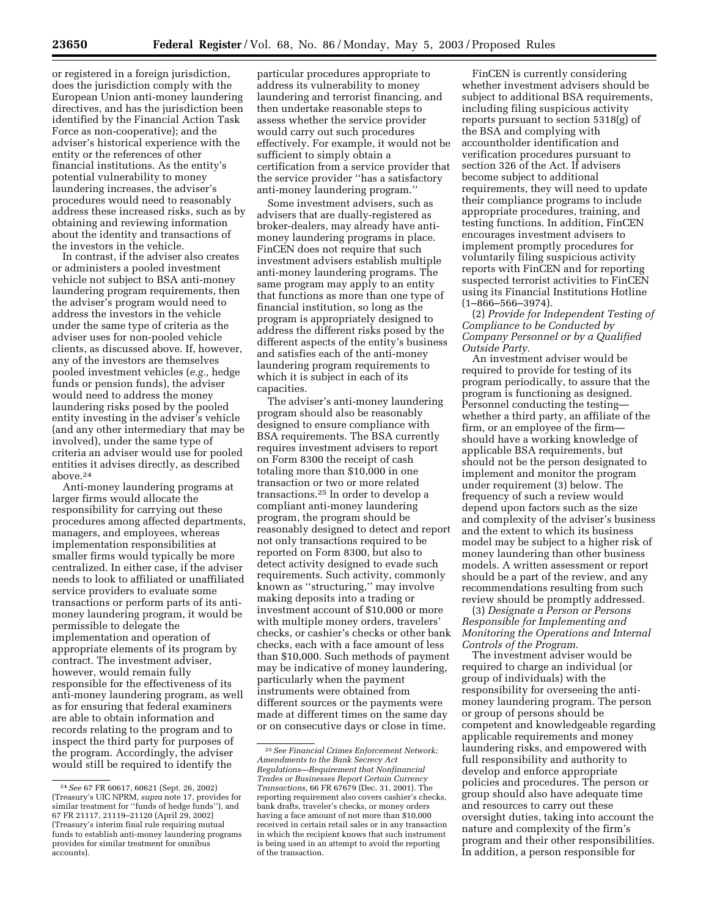or registered in a foreign jurisdiction, does the jurisdiction comply with the European Union anti-money laundering directives, and has the jurisdiction been identified by the Financial Action Task Force as non-cooperative); and the adviser's historical experience with the entity or the references of other financial institutions. As the entity's potential vulnerability to money laundering increases, the adviser's procedures would need to reasonably address these increased risks, such as by obtaining and reviewing information about the identity and transactions of the investors in the vehicle.

In contrast, if the adviser also creates or administers a pooled investment vehicle not subject to BSA anti-money laundering program requirements, then the adviser's program would need to address the investors in the vehicle under the same type of criteria as the adviser uses for non-pooled vehicle clients, as discussed above. If, however, any of the investors are themselves pooled investment vehicles (*e.g.,* hedge funds or pension funds), the adviser would need to address the money laundering risks posed by the pooled entity investing in the adviser's vehicle (and any other intermediary that may be involved), under the same type of criteria an adviser would use for pooled entities it advises directly, as described above.[24]

Anti-money laundering programs at larger firms would allocate the responsibility for carrying out these procedures among affected departments, managers, and employees, whereas implementation responsibilities at smaller firms would typically be more centralized. In either case, if the adviser needs to look to affiliated or unaffiliated service providers to evaluate some transactions or perform parts of its anti-money laundering program, it would be permissible to delegate the implementation and operation of appropriate elements of its program by contract. The investment adviser, however, would remain fully responsible for the effectiveness of its anti-money laundering program, as well as for ensuring that federal examiners are able to obtain information and records relating to the program and to inspect the third party for purposes of the program. Accordingly, the adviser would still be required to identify the particular procedures appropriate to address its vulnerability to money laundering and terrorist financing, and then undertake reasonable steps to assess whether the service provider would carry out such procedures effectively. For example, it would not be sufficient to simply obtain a certification from a service provider that the service provider "has a satisfactory anti-money laundering program."

Some investment advisers, such as advisers that are dually-registered as broker-dealers, may already have anti-money laundering programs in place. FinCEN does not require that such investment advisers establish multiple anti-money laundering programs. The same program may apply to an entity that functions as more than one type of financial institution, so long as the program is appropriately designed to address the different risks posed by the different aspects of the entity's business and satisfies each of the anti-money laundering program requirements to which it is subject in each of its capacities.

The adviser's anti-money laundering program should also be reasonably designed to ensure compliance with BSA requirements. The BSA currently requires investment advisers to report on Form 8300 the receipt of cash totaling more than $10,000 in one transaction or two or more related transactions.[25] In order to develop a compliant anti-money laundering program, the program should be reasonably designed to detect and report not only transactions required to be reported on Form 8300, but also to detect activity designed to evade such requirements. Such activity, commonly known as "structuring," may involve making deposits into a trading or investment account of $10,000 or more with multiple money orders, travelers' checks, or cashier's checks or other bank checks, each with a face amount of less than $10,000. Such methods of payment may be indicative of money laundering, particularly when the payment instruments were obtained from different sources or the payments were made at different times on the same day or on consecutive days or close in time.

FinCEN is currently considering whether investment advisers should be subject to additional BSA requirements, including filing suspicious activity reports pursuant to section 5318(g) of the BSA and complying with accountholder identification and verification procedures pursuant to section 326 of the Act. If advisers become subject to additional requirements, they will need to update their compliance programs to include appropriate procedures, training, and testing functions. In addition, FinCEN encourages investment advisers to implement promptly procedures for voluntarily filing suspicious activity reports with FinCEN and for reporting suspected terrorist activities to FinCEN using its Financial Institutions Hotline (1–866–556–3974).

(2) *Provide for Independent Testing of Compliance to be Conducted by Company Personnel or by a Qualified Outside Party.*

An investment adviser would be required to provide for testing of its program periodically, to assure that the program is functioning as designed. Personnel conducting the testing—whether a third party, an affiliate of the firm, or an employee of the firm—should have a working knowledge of applicable BSA requirements, but should not be the person designated to implement and monitor the program under requirement (3) below. The frequency of such a review would depend upon factors such as the size and complexity of the adviser's business and the extent to which its business model may be subject to a higher risk of money laundering than other business models. A written assessment or report should be a part of the review, and any recommendations resulting from such review should be promptly addressed.

(3) *Designate a Person or Persons Responsible for Implementing and Monitoring the Operations and Internal Controls of the Program.*

The investment adviser would be required to charge an individual (or group of individuals) with the responsibility for overseeing the anti-money laundering program. The person or group of persons should be competent and knowledgeable regarding applicable requirements and money laundering risks, and empowered with full responsibility and authority to develop and enforce appropriate policies and procedures. The person or group should also have adequate time and resources to carry out these oversight duties, taking into account the nature and complexity of the firm's program and their other responsibilities. In addition, a person responsible for

---

[24] *See* 67 FR 60617, 60621 (Sept. 26, 2002) (Treasury's UIC NPRM, *supra* note 17, provides for similar treatment for "funds of hedge funds"), and 67 FR 21117, 21119–21120 (April 29, 2002) (Treasury's interim final rule requiring mutual funds to establish anti-money laundering programs provides for similar treatment for omnibus accounts).

[25] *See Financial Crimes Enforcement Network; Amendments to the Bank Secrecy Act Regulations—Requirement that Nonfinancial Trades or Businesses Report Certain Currency Transactions,* 66 FR 67679 (Dec. 31, 2001). The reporting requirement also covers cashier's checks, bank drafts, traveler's checks, or money orders having a face amount of not more than $10,000 received in certain retail sales or in any transaction in which the recipient knows that such instrument is being used in an attempt to avoid the reporting of the transaction.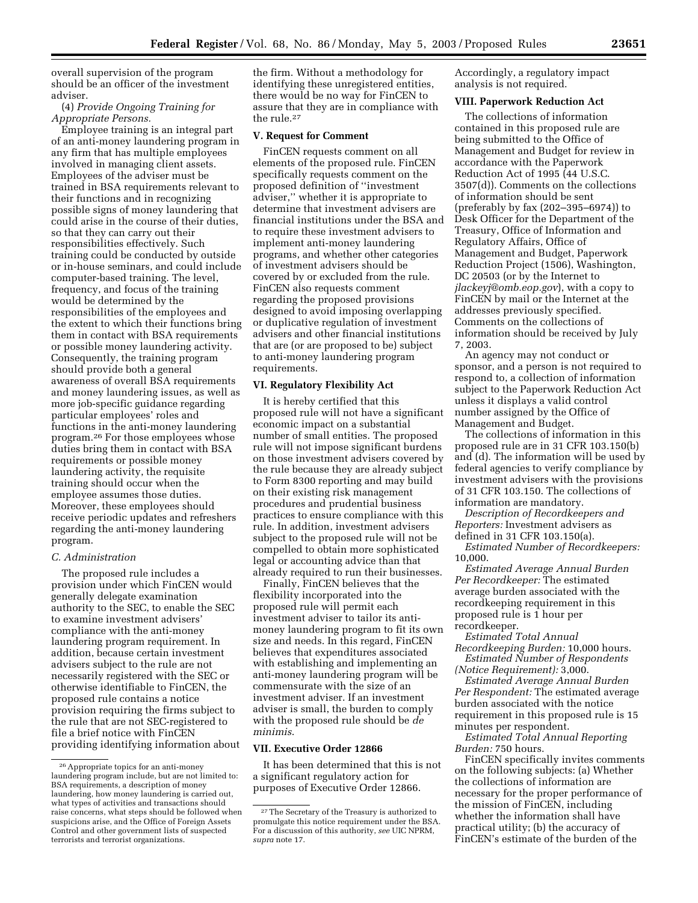overall supervision of the program should be an officer of the investment adviser.

(4) *Provide Ongoing Training for Appropriate Persons.*

Employee training is an integral part of an anti-money laundering program in any firm that has multiple employees involved in managing client assets. Employees of the adviser must be trained in BSA requirements relevant to their functions and in recognizing possible signs of money laundering that could arise in the course of their duties, so that they can carry out their responsibilities effectively. Such training could be conducted by outside or in-house seminars, and could include computer-based training. The level, frequency, and focus of the training would be determined by the responsibilities of the employees and the extent to which their functions bring them in contact with BSA requirements or possible money laundering activity. Consequently, the training program should provide both a general awareness of overall BSA requirements and money laundering issues, as well as more job-specific guidance regarding particular employees' roles and functions in the anti-money laundering program.[26] For those employees whose duties bring them in contact with BSA requirements or possible money laundering activity, the requisite training should occur when the employee assumes those duties. Moreover, these employees should receive periodic updates and refreshers regarding the anti-money laundering program.

*C. Administration*

The proposed rule includes a provision under which FinCEN would generally delegate examination authority to the SEC, to enable the SEC to examine investment advisers' compliance with the anti-money laundering program requirement. In addition, because certain investment advisers subject to the rule are not necessarily registered with the SEC or otherwise identifiable to FinCEN, the proposed rule contains a notice provision requiring the firms subject to the rule that are not SEC-registered to file a brief notice with FinCEN providing identifying information about the firm. Without a methodology for identifying these unregistered entities, there would be no way for FinCEN to assure that they are in compliance with the rule.[27]

**V. Request for Comment**

FinCEN requests comment on all elements of the proposed rule. FinCEN specifically requests comment on the proposed definition of ''investment adviser,'' whether it is appropriate to determine that investment advisers are financial institutions under the BSA and to require these investment advisers to implement anti-money laundering programs, and whether other categories of investment advisers should be covered by or excluded from the rule. FinCEN also requests comment regarding the proposed provisions designed to avoid imposing overlapping or duplicative regulation of investment advisers and other financial institutions that are (or are proposed to be) subject to anti-money laundering program requirements.

**VI. Regulatory Flexibility Act**

It is hereby certified that this proposed rule will not have a significant economic impact on a substantial number of small entities. The proposed rule will not impose significant burdens on those investment advisers covered by the rule because they are already subject to Form 8300 reporting and may build on their existing risk management procedures and prudential business practices to ensure compliance with this rule. In addition, investment advisers subject to the proposed rule will not be compelled to obtain more sophisticated legal or accounting advice than that already required to run their businesses.

Finally, FinCEN believes that the flexibility incorporated into the proposed rule will permit each investment adviser to tailor its anti-money laundering program to fit its own size and needs. In this regard, FinCEN believes that expenditures associated with establishing and implementing an anti-money laundering program will be commensurate with the size of an investment adviser. If an investment adviser is small, the burden to comply with the proposed rule should be *de minimis*.

**VII. Executive Order 12866**

It has been determined that this is not a significant regulatory action for purposes of Executive Order 12866. Accordingly, a regulatory impact analysis is not required.

**VIII. Paperwork Reduction Act**

The collections of information contained in this proposed rule are being submitted to the Office of Management and Budget for review in accordance with the Paperwork Reduction Act of 1995 (44 U.S.C. 3507(d)). Comments on the collections of information should be sent (preferably by fax (202–395–6974)) to Desk Officer for the Department of the Treasury, Office of Information and Regulatory Affairs, Office of Management and Budget, Paperwork Reduction Project (1506), Washington, DC 20503 (or by the Internet to *jlackeyj@omb.eop.gov*), with a copy to FinCEN by mail or the Internet at the addresses previously specified. Comments on the collections of information should be received by July 7, 2003.

An agency may not conduct or sponsor, and a person is not required to respond to, a collection of information subject to the Paperwork Reduction Act unless it displays a valid control number assigned by the Office of Management and Budget.

The collections of information in this proposed rule are in 31 CFR 103.150(b) and (d). The information will be used by federal agencies to verify compliance by investment advisers with the provisions of 31 CFR 103.150. The collections of information are mandatory.

*Description of Recordkeepers and Reporters:* Investment advisers as defined in 31 CFR 103.150(a).

*Estimated Number of Recordkeepers:* 10,000.

*Estimated Average Annual Burden Per Recordkeeper:* The estimated average burden associated with the recordkeeping requirement in this proposed rule is 1 hour per recordkeeper.

*Estimated Total Annual Recordkeeping Burden:* 10,000 hours.

*Estimated Number of Respondents (Notice Requirement):* 3,000.

*Estimated Average Annual Burden Per Respondent:* The estimated average burden associated with the notice requirement in this proposed rule is 15 minutes per respondent.

*Estimated Total Annual Reporting Burden:* 750 hours.

FinCEN specifically invites comments on the following subjects: (a) Whether the collections of information are necessary for the proper performance of the mission of FinCEN, including whether the information shall have practical utility; (b) the accuracy of FinCEN's estimate of the burden of the

---

[26] Appropriate topics for an anti-money laundering program include, but are not limited to: BSA requirements, a description of money laundering, how money laundering is carried out, what types of activities and transactions should raise concerns, what steps should be followed when suspicions arise, and the Office of Foreign Assets Control and other government lists of suspected terrorists and terrorist organizations.

[27] The Secretary of the Treasury is authorized to promulgate this notice requirement under the BSA. For a discussion of this authority, *see* UIC NPRM, *supra* note 17.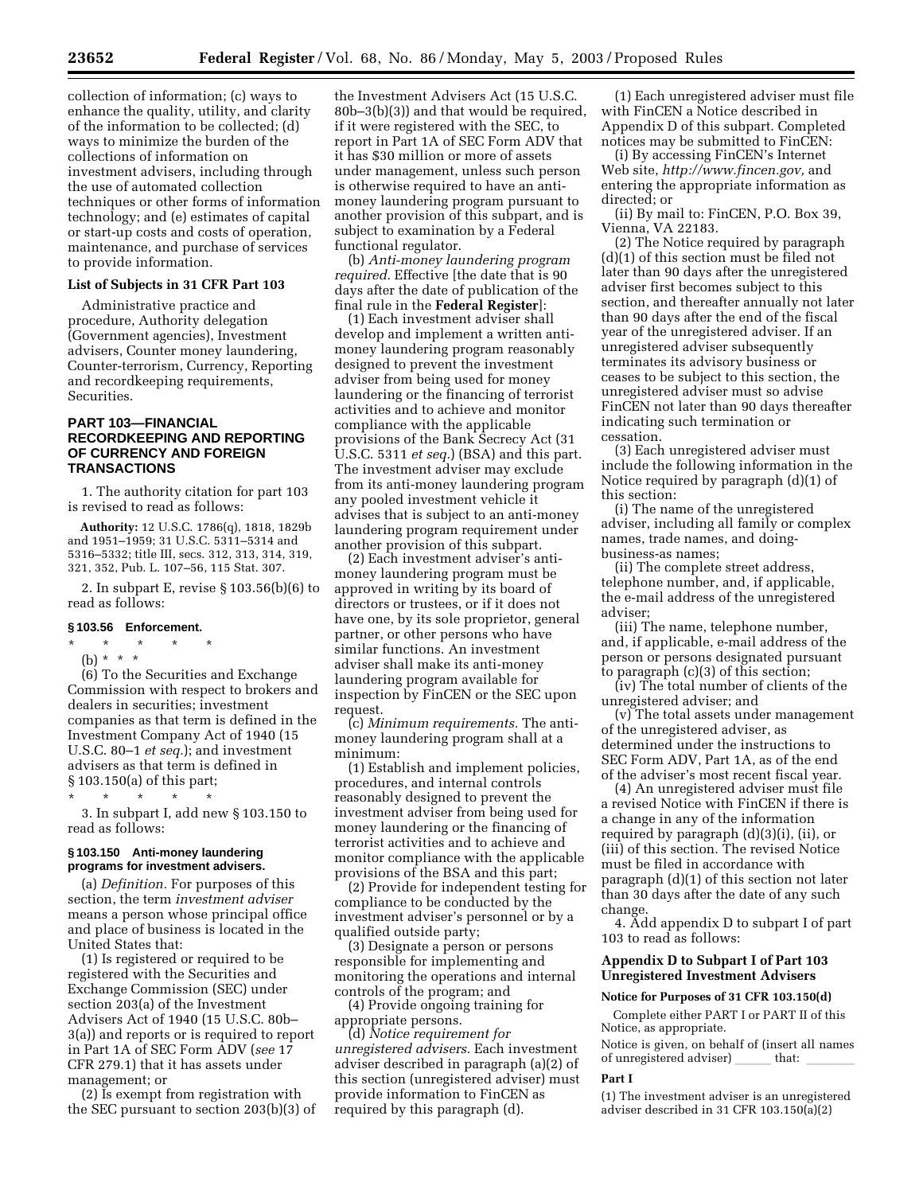collection of information; (c) ways to enhance the quality, utility, and clarity of the information to be collected; (d) ways to minimize the burden of the collections of information on investment advisers, including through the use of automated collection techniques or other forms of information technology; and (e) estimates of capital or start-up costs and costs of operation, maintenance, and purchase of services to provide information.

### List of Subjects in 31 CFR Part 103

Administrative practice and procedure, Authority delegation (Government agencies), Investment advisers, Counter money laundering, Counter-terrorism, Currency, Reporting and recordkeeping requirements, Securities.

## PART 103—FINANCIAL RECORDKEEPING AND REPORTING OF CURRENCY AND FOREIGN TRANSACTIONS

1. The authority citation for part 103 is revised to read as follows:

**Authority:** 12 U.S.C. 1786(q), 1818, 1829b and 1951–1959; 31 U.S.C. 5311–5314 and 5316–5332; title III, secs. 312, 313, 314, 319, 321, 352, Pub. L. 107–56, 115 Stat. 307.

2. In subpart E, revise § 103.56(b)(6) to read as follows:

### § 103.56 Enforcement.

\* \* \* \* \*

(b) \* \* \*

(6) To the Securities and Exchange Commission with respect to brokers and dealers in securities; investment companies as that term is defined in the Investment Company Act of 1940 (15 U.S.C. 80–1 *et seq.*); and investment advisers as that term is defined in § 103.150(a) of this part;

\* \* \* \* \*

3. In subpart I, add new § 103.150 to read as follows:

### § 103.150 Anti-money laundering programs for investment advisers.

(a) *Definition.* For purposes of this section, the term *investment adviser* means a person whose principal office and place of business is located in the United States that:

(1) Is registered or required to be registered with the Securities and Exchange Commission (SEC) under section 203(a) of the Investment Advisers Act of 1940 (15 U.S.C. 80b–3(a)) and reports or is required to report in Part 1A of SEC Form ADV (*see* 17 CFR 279.1) that it has assets under management; or

(2) Is exempt from registration with the SEC pursuant to section 203(b)(3) of the Investment Advisers Act (15 U.S.C. 80b–3(b)(3)) and that would be required, if it were registered with the SEC, to report in Part 1A of SEC Form ADV that it has $30 million or more of assets under management, unless such person is otherwise required to have an anti-money laundering program pursuant to another provision of this subpart, and is subject to examination by a Federal functional regulator.

(b) *Anti-money laundering program required.* Effective [the date that is 90 days after the date of publication of the final rule in the **Federal Register**]:

(1) Each investment adviser shall develop and implement a written anti-money laundering program reasonably designed to prevent the investment adviser from being used for money laundering or the financing of terrorist activities and to achieve and monitor compliance with the applicable provisions of the Bank Secrecy Act (31 U.S.C. 5311 *et seq.*) (BSA) and this part. The investment adviser may exclude from its anti-money laundering program any pooled investment vehicle it advises that is subject to an anti-money laundering program requirement under another provision of this subpart.

(2) Each investment adviser's anti-money laundering program must be approved in writing by its board of directors or trustees, or if it does not have one, by its sole proprietor, general partner, or other persons who have similar functions. An investment adviser shall make its anti-money laundering program available for inspection by FinCEN or the SEC upon request.

(c) *Minimum requirements.* The anti-money laundering program shall at a minimum:

(1) Establish and implement policies, procedures, and internal controls reasonably designed to prevent the investment adviser from being used for money laundering or the financing of terrorist activities and to achieve and monitor compliance with the applicable provisions of the BSA and this part;

(2) Provide for independent testing for compliance to be conducted by the investment adviser's personnel or by a qualified outside party;

(3) Designate a person or persons responsible for implementing and monitoring the operations and internal controls of the program; and

(4) Provide ongoing training for appropriate persons.

(d) *Notice requirement for unregistered advisers.* Each investment adviser described in paragraph (a)(2) of this section (unregistered adviser) must provide information to FinCEN as required by this paragraph (d).

(1) Each unregistered adviser must file with FinCEN a Notice described in Appendix D of this subpart. Completed notices may be submitted to FinCEN:

(i) By accessing FinCEN's Internet Web site, *http://www.fincen.gov,* and entering the appropriate information as directed; or

(ii) By mail to: FinCEN, P.O. Box 39, Vienna, VA 22183.

(2) The Notice required by paragraph (d)(1) of this section must be filed not later than 90 days after the unregistered adviser first becomes subject to this section, and thereafter annually not later than 90 days after the end of the fiscal year of the unregistered adviser. If an unregistered adviser subsequently terminates its advisory business or ceases to be subject to this section, the unregistered adviser must so advise FinCEN not later than 90 days thereafter indicating such termination or cessation.

(3) Each unregistered adviser must include the following information in the Notice required by paragraph (d)(1) of this section:

(i) The name of the unregistered adviser, including all family or complex names, trade names, and doing-business-as names;

(ii) The complete street address, telephone number, and, if applicable, the e-mail address of the unregistered adviser;

(iii) The name, telephone number, and, if applicable, e-mail address of the person or persons designated pursuant to paragraph (c)(3) of this section;

(iv) The total number of clients of the unregistered adviser; and

(v) The total assets under management of the unregistered adviser, as determined under the instructions to SEC Form ADV, Part 1A, as of the end of the adviser's most recent fiscal year.

(4) An unregistered adviser must file a revised Notice with FinCEN if there is a change in any of the information required by paragraph (d)(3)(i), (ii), or (iii) of this section. The revised Notice must be filed in accordance with paragraph (d)(1) of this section not later than 30 days after the date of any such change.

4. Add appendix D to subpart I of part 103 to read as follows:

### Appendix D to Subpart I of Part 103 Unregistered Investment Advisers

#### Notice for Purposes of 31 CFR 103.150(d)

Complete either PART I or PART II of this Notice, as appropriate.

Notice is given, on behalf of (insert all names of unregistered adviser) ______ that: ________

#### Part I

(1) The investment adviser is an unregistered adviser described in 31 CFR 103.150(a)(2)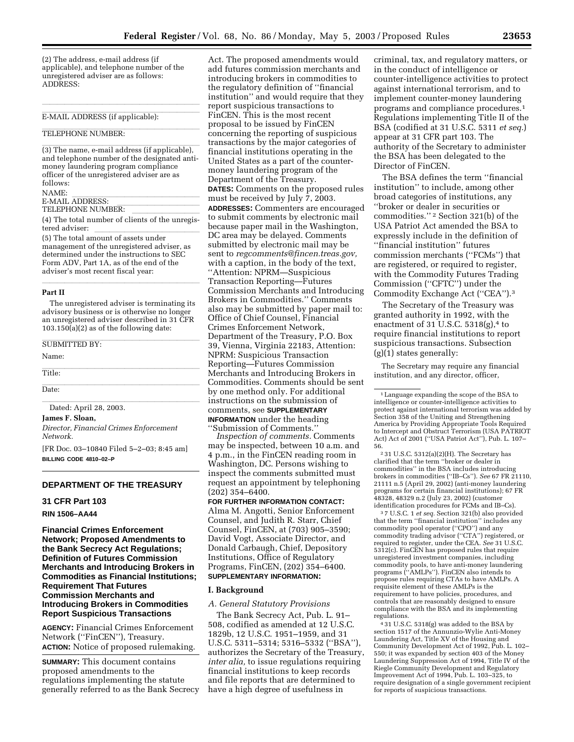(2) The address, e-mail address (if applicable), and telephone number of the unregistered adviser are as follows:
ADDRESS:

E-MAIL ADDRESS (if applicable):

TELEPHONE NUMBER:

(3) The name, e-mail address (if applicable), and telephone number of the designated anti-money laundering program compliance officer of the unregistered adviser are as follows:
NAME:
E-MAIL ADDRESS:
TELEPHONE NUMBER:

(4) The total number of clients of the unregistered adviser:

(5) The total amount of assets under management of the unregistered adviser, as determined under the instructions to SEC Form ADV, Part 1A, as of the end of the adviser's most recent fiscal year:

**Part II**

The unregistered adviser is terminating its advisory business or is otherwise no longer an unregistered adviser described in 31 CFR 103.150(a)(2) as of the following date:

SUBMITTED BY:

Name:

Title:

Date:

Dated: April 28, 2003.

**James F. Sloan,**

*Director, Financial Crimes Enforcement Network.*

[FR Doc. 03–10840 Filed 5–2–03; 8:45 am]

**BILLING CODE 4810–02–P**

## DEPARTMENT OF THE TREASURY

### 31 CFR Part 103

**RIN 1506–AA44**

### Financial Crimes Enforcement Network; Proposed Amendments to the Bank Secrecy Act Regulations; Definition of Futures Commission Merchants and Introducing Brokers in Commodities as Financial Institutions; Requirement That Futures Commission Merchants and Introducing Brokers in Commodities Report Suspicious Transactions

**AGENCY:** Financial Crimes Enforcement Network (''FinCEN''), Treasury.

**ACTION:** Notice of proposed rulemaking.

**SUMMARY:** This document contains proposed amendments to the regulations implementing the statute generally referred to as the Bank Secrecy Act. The proposed amendments would add futures commission merchants and introducing brokers in commodities to the regulatory definition of ''financial institution'' and would require that they report suspicious transactions to FinCEN. This is the most recent proposal to be issued by FinCEN concerning the reporting of suspicious transactions by the major categories of financial institutions operating in the United States as a part of the counter-money laundering program of the Department of the Treasury.

**DATES:** Comments on the proposed rules must be received by July 7, 2003.

**ADDRESSES:** Commenters are encouraged to submit comments by electronic mail because paper mail in the Washington, DC area may be delayed. Comments submitted by electronic mail may be sent to *regcomments@fincen.treas.gov,* with a caption, in the body of the text, ''Attention: NPRM—Suspicious Transaction Reporting—Futures Commission Merchants and Introducing Brokers in Commodities.'' Comments also may be submitted by paper mail to: Office of Chief Counsel, Financial Crimes Enforcement Network, Department of the Treasury, P.O. Box 39, Vienna, Virginia 22183, Attention: NPRM: Suspicious Transaction Reporting—Futures Commission Merchants and Introducing Brokers in Commodities. Comments should be sent by one method only. For additional instructions on the submission of comments, see **SUPPLEMENTARY INFORMATION** under the heading ''Submission of Comments.''

*Inspection of comments.* Comments may be inspected, between 10 a.m. and 4 p.m., in the FinCEN reading room in Washington, DC. Persons wishing to inspect the comments submitted must request an appointment by telephoning (202) 354–6400.

**FOR FURTHER INFORMATION CONTACT:** Alma M. Angotti, Senior Enforcement Counsel, and Judith R. Starr, Chief Counsel, FinCEN, at (703) 905–3590; David Vogt, Associate Director, and Donald Carbaugh, Chief, Depository Institutions, Office of Regulatory Programs, FinCEN, (202) 354–6400.

**SUPPLEMENTARY INFORMATION:**

## I. Background

### *A. General Statutory Provisions*

The Bank Secrecy Act, Pub. L. 91–508, codified as amended at 12 U.S.C. 1829b, 12 U.S.C. 1951–1959, and 31 U.S.C. 5311–5314; 5316–5332 (''BSA''), authorizes the Secretary of the Treasury, *inter alia,* to issue regulations requiring financial institutions to keep records and file reports that are determined to have a high degree of usefulness in criminal, tax, and regulatory matters, or in the conduct of intelligence or counter-intelligence activities to protect against international terrorism, and to implement counter-money laundering programs and compliance procedures.[1] Regulations implementing Title II of the BSA (codified at 31 U.S.C. 5311 *et seq.*) appear at 31 CFR part 103. The authority of the Secretary to administer the BSA has been delegated to the Director of FinCEN.

The BSA defines the term ''financial institution'' to include, among other broad categories of institutions, any ''broker or dealer in securities or commodities.''[2] Section 321(b) of the USA Patriot Act amended the BSA to expressly include in the definition of ''financial institution'' futures commission merchants (''FCMs'') that are registered, or required to register, with the Commodity Futures Trading Commission (''CFTC'') under the Commodity Exchange Act (''CEA'').[3]

The Secretary of the Treasury was granted authority in 1992, with the enactment of 31 U.S.C. 5318(g),[4] to require financial institutions to report suspicious transactions. Subsection (g)(1) states generally:

The Secretary may require any financial institution, and any director, officer,

[1] Language expanding the scope of the BSA to intelligence or counter-intelligence activities to protect against international terrorism was added by Section 358 of the Uniting and Strengthening America by Providing Appropriate Tools Required to Intercept and Obstruct Terrorism (USA PATRIOT Act) Act of 2001 (''USA Patriot Act''), Pub. L. 107–56.

[2] 31 U.S.C. 5312(a)(2)(H). The Secretary has clarified that the term ''broker or dealer in commodities'' in the BSA includes introducing brokers in commodities (''IB–Cs''). *See* 67 FR 21110, 21111 n.5 (April 29, 2002) (anti-money laundering programs for certain financial institutions); 67 FR 48328, 48329 n.2 (July 23, 2002) (customer identification procedures for FCMs and IB–Cs).

[3] 7 U.S.C. 1 *et seq.* Section 321(b) also provided that the term ''financial institution'' includes any commodity pool operator (''CPO'') and any commodity trading advisor (''CTA'') registered, or required to register, under the CEA. *See* 31 U.S.C. 5312(c). FinCEN has proposed rules that require unregistered investment companies, including commodity pools, to have anti-money laundering programs (''AMLPs''). FinCEN also intends to propose rules requiring CTAs to have AMLPs. A requisite element of these AMLPs is the requirement to have policies, procedures, and controls that are reasonably designed to ensure compliance with the BSA and its implementing regulations.

[4] 31 U.S.C. 5318(g) was added to the BSA by section 1517 of the Annunzio-Wylie Anti-Money Laundering Act, Title XV of the Housing and Community Development Act of 1992, Pub. L. 102–550; it was expanded by section 403 of the Money Laundering Suppression Act of 1994, Title IV of the Riegle Community Development and Regulatory Improvement Act of 1994, Pub. L. 103–325, to require designation of a single government recipient for reports of suspicious transactions.